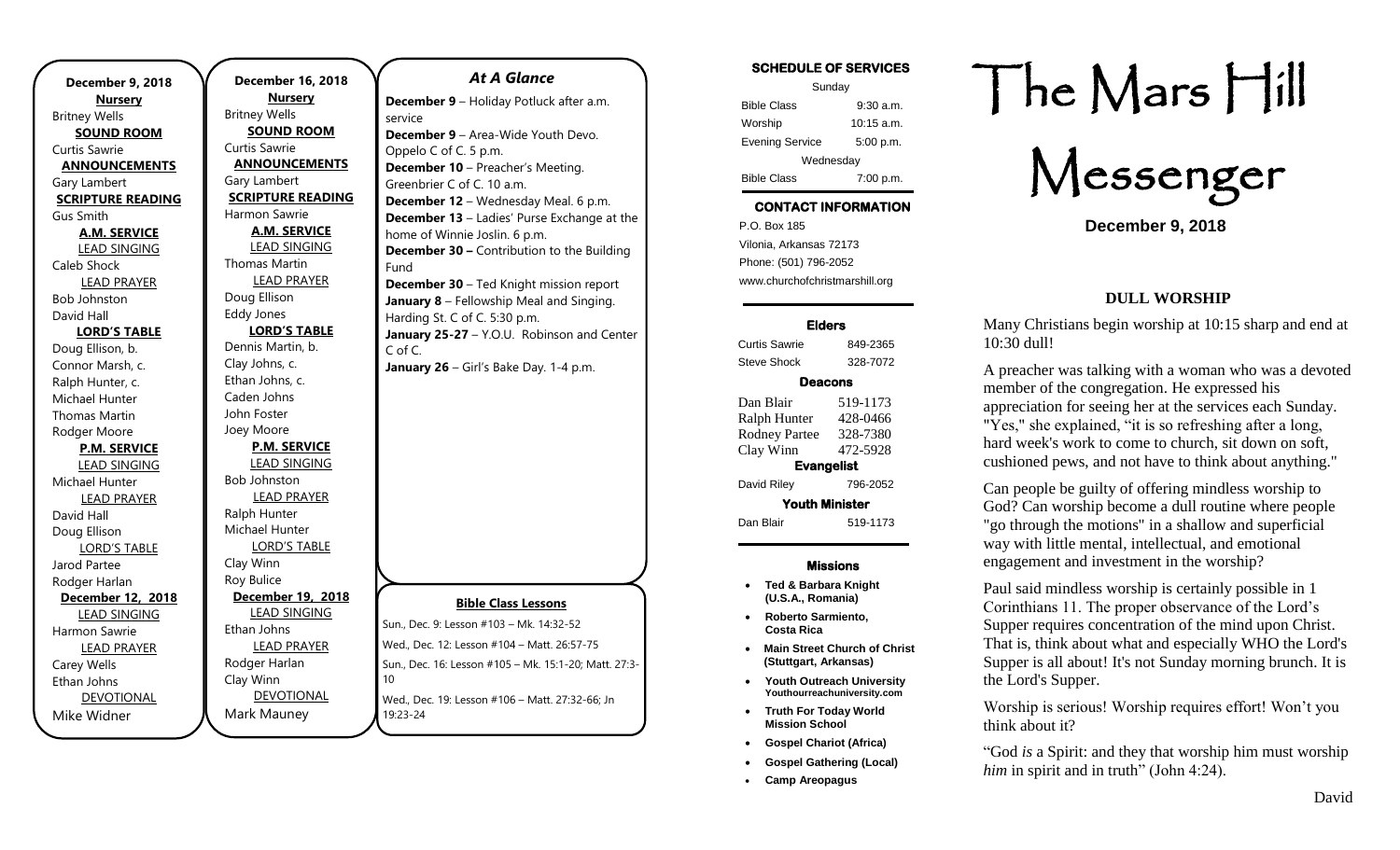**December 9, 2018**

**Nursery**
Britney Wells

**SOUND ROOM**
Curtis Sawrie

**ANNOUNCEMENTS**
Gary Lambert

**SCRIPTURE READING**
Gus Smith

**A.M. SERVICE**

LEAD SINGING
Caleb Shock

LEAD PRAYER
Bob Johnston
David Hall

**LORD'S TABLE**
Doug Ellison, b.
Connor Marsh, c.
Ralph Hunter, c.
Michael Hunter
Thomas Martin
Rodger Moore

**P.M. SERVICE**

LEAD SINGING
Michael Hunter

LEAD PRAYER
David Hall
Doug Ellison

LORD'S TABLE
Jarod Partee
Rodger Harlan

**December 12, 2018**

LEAD SINGING
Harmon Sawrie

LEAD PRAYER
Carey Wells
Ethan Johns

DEVOTIONAL
Mike Widner

**December 16, 2018**

**Nursery**
Britney Wells

**SOUND ROOM**
Curtis Sawrie

**ANNOUNCEMENTS**
Gary Lambert

**SCRIPTURE READING**
Harmon Sawrie

**A.M. SERVICE**

LEAD SINGING
Thomas Martin

LEAD PRAYER
Doug Ellison
Eddy Jones

**LORD'S TABLE**
Dennis Martin, b.
Clay Johns, c.
Ethan Johns, c.
Caden Johns
John Foster
Joey Moore

**P.M. SERVICE**

LEAD SINGING
Bob Johnston

LEAD PRAYER
Ralph Hunter
Michael Hunter

LORD'S TABLE
Clay Winn
Roy Bulice

**December 19, 2018**

LEAD SINGING
Ethan Johns

LEAD PRAYER
Rodger Harlan
Clay Winn

DEVOTIONAL
Mark Mauney

## *At A Glance*

**December 9** – Holiday Potluck after a.m. service
**December 9** – Area-Wide Youth Devo. Oppelo C of C. 5 p.m.
**December 10** – Preacher's Meeting. Greenbrier C of C. 10 a.m.
**December 12** – Wednesday Meal. 6 p.m.
**December 13** – Ladies' Purse Exchange at the home of Winnie Joslin. 6 p.m.
**December 30 –** Contribution to the Building Fund
**December 30** – Ted Knight mission report
**January 8** – Fellowship Meal and Singing. Harding St. C of C. 5:30 p.m.
**January 25-27** – Y.O.U. Robinson and Center C of C.
**January 26** – Girl's Bake Day. 1-4 p.m.

**Bible Class Lessons**

Sun., Dec. 9: Lesson #103 – Mk. 14:32-52
Wed., Dec. 12: Lesson #104 – Matt. 26:57-75
Sun., Dec. 16: Lesson #105 – Mk. 15:1-20; Matt. 27:3-10
Wed., Dec. 19: Lesson #106 – Matt. 27:32-66; Jn 19:23-24

**SCHEDULE OF SERVICES**

| Sunday | |
|---|---|
| Bible Class | 9:30 a.m. |
| Worship | 10:15 a.m. |
| Evening Service | 5:00 p.m. |
| Wednesday | |
| Bible Class | 7:00 p.m. |

**CONTACT INFORMATION**

P.O. Box 185
Vilonia, Arkansas 72173
Phone: (501) 796-2052
www.churchofchristmarshill.org

**Elders**

| | |
|---|---|
| Curtis Sawrie | 849-2365 |
| Steve Shock | 328-7072 |

**Deacons**

| | |
|---|---|
| Dan Blair | 519-1173 |
| Ralph Hunter | 428-0466 |
| Rodney Partee | 328-7380 |
| Clay Winn | 472-5928 |

**Evangelist**

| | |
|---|---|
| David Riley | 796-2052 |

**Youth Minister**

| | |
|---|---|
| Dan Blair | 519-1173 |

**Missions**

- **Ted & Barbara Knight (U.S.A., Romania)**
- **Roberto Sarmiento, Costa Rica**
- **Main Street Church of Christ (Stuttgart, Arkansas)**
- **Youth Outreach University Youthourreachuniversity.com**
- **Truth For Today World Mission School**
- **Gospel Chariot (Africa)**
- **Gospel Gathering (Local)**
- **Camp Areopagus**

# The Mars Hill Messenger

**December 9, 2018**

## DULL WORSHIP

Many Christians begin worship at 10:15 sharp and end at 10:30 dull!

A preacher was talking with a woman who was a devoted member of the congregation. He expressed his appreciation for seeing her at the services each Sunday. "Yes," she explained, "it is so refreshing after a long, hard week's work to come to church, sit down on soft, cushioned pews, and not have to think about anything."

Can people be guilty of offering mindless worship to God? Can worship become a dull routine where people "go through the motions" in a shallow and superficial way with little mental, intellectual, and emotional engagement and investment in the worship?

Paul said mindless worship is certainly possible in 1 Corinthians 11. The proper observance of the Lord's Supper requires concentration of the mind upon Christ. That is, think about what and especially WHO the Lord's Supper is all about! It's not Sunday morning brunch. It is the Lord's Supper.

Worship is serious! Worship requires effort! Won't you think about it?

"God *is* a Spirit: and they that worship him must worship *him* in spirit and in truth" (John 4:24).

David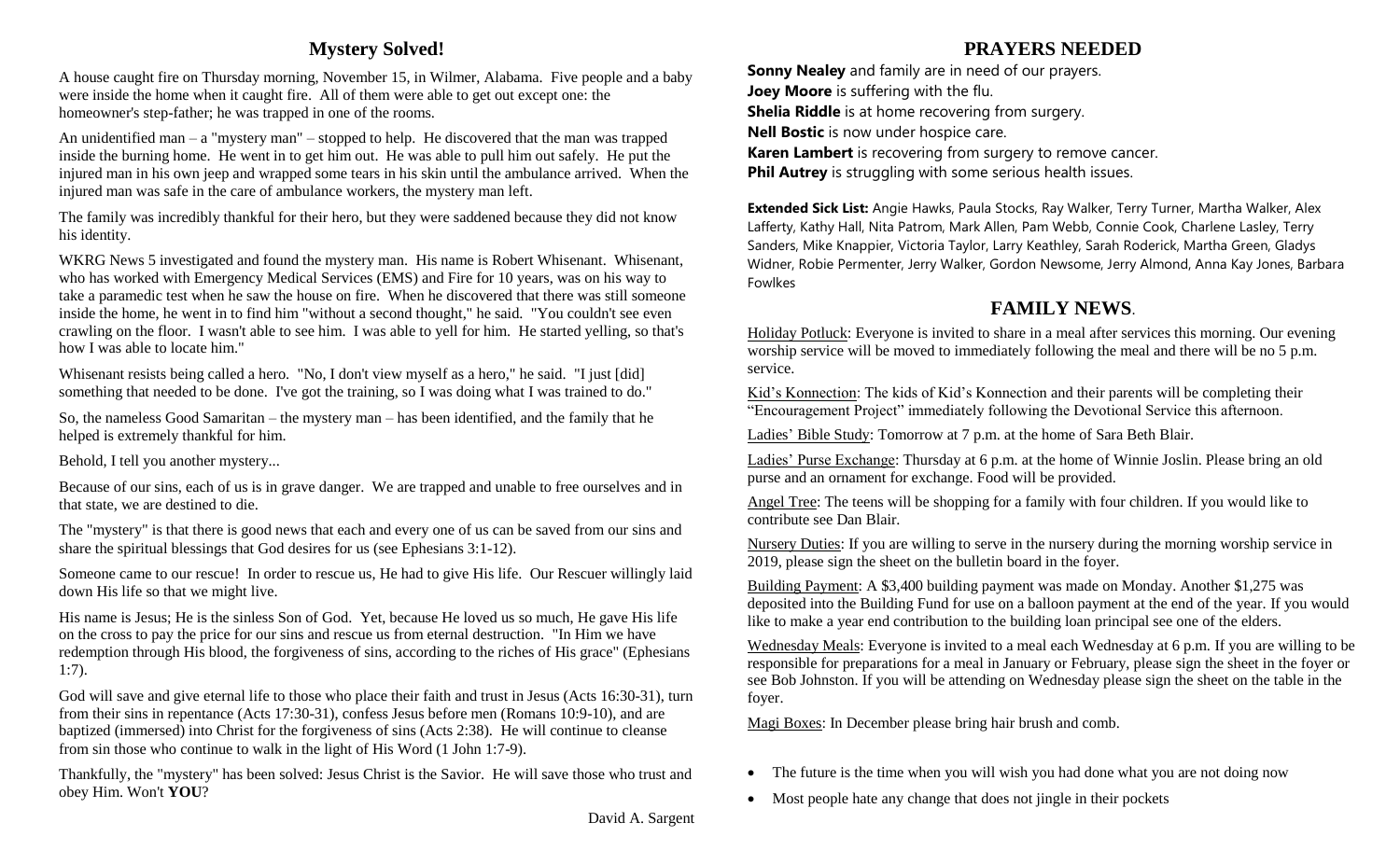## Mystery Solved!

A house caught fire on Thursday morning, November 15, in Wilmer, Alabama. Five people and a baby were inside the home when it caught fire. All of them were able to get out except one: the homeowner's step-father; he was trapped in one of the rooms.

An unidentified man – a "mystery man" – stopped to help. He discovered that the man was trapped inside the burning home. He went in to get him out. He was able to pull him out safely. He put the injured man in his own jeep and wrapped some tears in his skin until the ambulance arrived. When the injured man was safe in the care of ambulance workers, the mystery man left.

The family was incredibly thankful for their hero, but they were saddened because they did not know his identity.

WKRG News 5 investigated and found the mystery man. His name is Robert Whisenant. Whisenant, who has worked with Emergency Medical Services (EMS) and Fire for 10 years, was on his way to take a paramedic test when he saw the house on fire. When he discovered that there was still someone inside the home, he went in to find him "without a second thought," he said. "You couldn't see even crawling on the floor. I wasn't able to see him. I was able to yell for him. He started yelling, so that's how I was able to locate him."

Whisenant resists being called a hero. "No, I don't view myself as a hero," he said. "I just [did] something that needed to be done. I've got the training, so I was doing what I was trained to do."

So, the nameless Good Samaritan – the mystery man – has been identified, and the family that he helped is extremely thankful for him.

Behold, I tell you another mystery...

Because of our sins, each of us is in grave danger. We are trapped and unable to free ourselves and in that state, we are destined to die.

The "mystery" is that there is good news that each and every one of us can be saved from our sins and share the spiritual blessings that God desires for us (see Ephesians 3:1-12).

Someone came to our rescue! In order to rescue us, He had to give His life. Our Rescuer willingly laid down His life so that we might live.

His name is Jesus; He is the sinless Son of God. Yet, because He loved us so much, He gave His life on the cross to pay the price for our sins and rescue us from eternal destruction. "In Him we have redemption through His blood, the forgiveness of sins, according to the riches of His grace" (Ephesians 1:7).

God will save and give eternal life to those who place their faith and trust in Jesus (Acts 16:30-31), turn from their sins in repentance (Acts 17:30-31), confess Jesus before men (Romans 10:9-10), and are baptized (immersed) into Christ for the forgiveness of sins (Acts 2:38). He will continue to cleanse from sin those who continue to walk in the light of His Word (1 John 1:7-9).

Thankfully, the "mystery" has been solved: Jesus Christ is the Savior. He will save those who trust and obey Him. Won't **YOU**?

David A. Sargent

## PRAYERS NEEDED

**Sonny Nealey** and family are in need of our prayers.
**Joey Moore** is suffering with the flu.
**Shelia Riddle** is at home recovering from surgery.
**Nell Bostic** is now under hospice care.
**Karen Lambert** is recovering from surgery to remove cancer.
**Phil Autrey** is struggling with some serious health issues.

**Extended Sick List:** Angie Hawks, Paula Stocks, Ray Walker, Terry Turner, Martha Walker, Alex Lafferty, Kathy Hall, Nita Patrom, Mark Allen, Pam Webb, Connie Cook, Charlene Lasley, Terry Sanders, Mike Knappier, Victoria Taylor, Larry Keathley, Sarah Roderick, Martha Green, Gladys Widner, Robie Permenter, Jerry Walker, Gordon Newsome, Jerry Almond, Anna Kay Jones, Barbara Fowlkes

## FAMILY NEWS.

Holiday Potluck: Everyone is invited to share in a meal after services this morning. Our evening worship service will be moved to immediately following the meal and there will be no 5 p.m. service.

Kid's Konnection: The kids of Kid's Konnection and their parents will be completing their "Encouragement Project" immediately following the Devotional Service this afternoon.

Ladies' Bible Study: Tomorrow at 7 p.m. at the home of Sara Beth Blair.

Ladies' Purse Exchange: Thursday at 6 p.m. at the home of Winnie Joslin. Please bring an old purse and an ornament for exchange. Food will be provided.

Angel Tree: The teens will be shopping for a family with four children. If you would like to contribute see Dan Blair.

Nursery Duties: If you are willing to serve in the nursery during the morning worship service in 2019, please sign the sheet on the bulletin board in the foyer.

Building Payment: A $3,400 building payment was made on Monday. Another $1,275 was deposited into the Building Fund for use on a balloon payment at the end of the year. If you would like to make a year end contribution to the building loan principal see one of the elders.

Wednesday Meals: Everyone is invited to a meal each Wednesday at 6 p.m. If you are willing to be responsible for preparations for a meal in January or February, please sign the sheet in the foyer or see Bob Johnston. If you will be attending on Wednesday please sign the sheet on the table in the foyer.

Magi Boxes: In December please bring hair brush and comb.

- The future is the time when you will wish you had done what you are not doing now
- Most people hate any change that does not jingle in their pockets